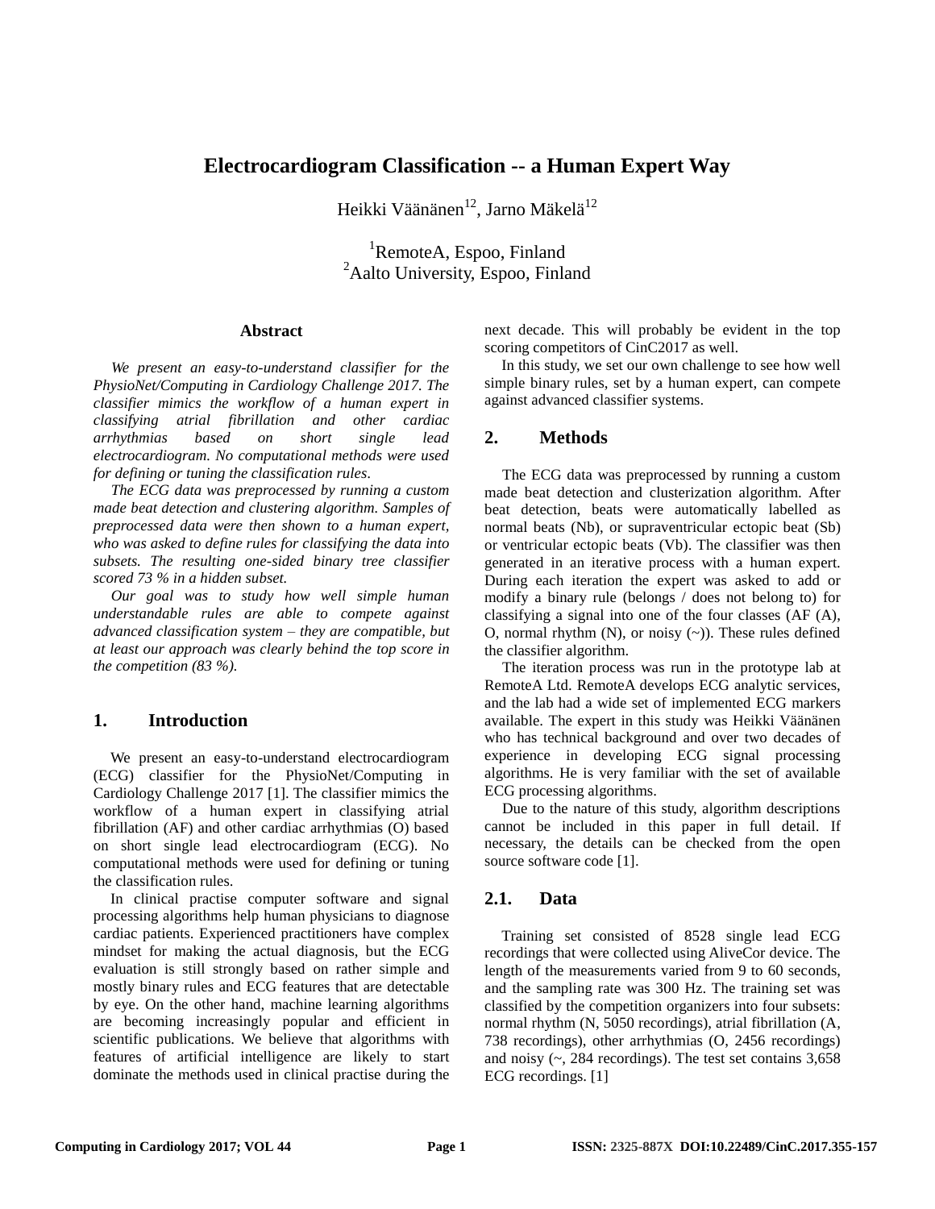# Electrocardiogram Classification -- a Human Expert Way

Heikki Väänänen[12], Jarno Mäkelä[12]

[1]RemoteA, Espoo, Finland
[2]Aalto University, Espoo, Finland

## Abstract

*We present an easy-to-understand classifier for the PhysioNet/Computing in Cardiology Challenge 2017. The classifier mimics the workflow of a human expert in classifying atrial fibrillation and other cardiac arrhythmias based on short single lead electrocardiogram. No computational methods were used for defining or tuning the classification rules.*

*The ECG data was preprocessed by running a custom made beat detection and clustering algorithm. Samples of preprocessed data were then shown to a human expert, who was asked to define rules for classifying the data into subsets. The resulting one-sided binary tree classifier scored 73 % in a hidden subset.*

*Our goal was to study how well simple human understandable rules are able to compete against advanced classification system – they are compatible, but at least our approach was clearly behind the top score in the competition (83 %).*

## 1. Introduction

We present an easy-to-understand electrocardiogram (ECG) classifier for the PhysioNet/Computing in Cardiology Challenge 2017 [1]. The classifier mimics the workflow of a human expert in classifying atrial fibrillation (AF) and other cardiac arrhythmias (O) based on short single lead electrocardiogram (ECG). No computational methods were used for defining or tuning the classification rules.

In clinical practise computer software and signal processing algorithms help human physicians to diagnose cardiac patients. Experienced practitioners have complex mindset for making the actual diagnosis, but the ECG evaluation is still strongly based on rather simple and mostly binary rules and ECG features that are detectable by eye. On the other hand, machine learning algorithms are becoming increasingly popular and efficient in scientific publications. We believe that algorithms with features of artificial intelligence are likely to start dominate the methods used in clinical practise during the next decade. This will probably be evident in the top scoring competitors of CinC2017 as well.

In this study, we set our own challenge to see how well simple binary rules, set by a human expert, can compete against advanced classifier systems.

## 2. Methods

The ECG data was preprocessed by running a custom made beat detection and clusterization algorithm. After beat detection, beats were automatically labelled as normal beats (Nb), or supraventricular ectopic beat (Sb) or ventricular ectopic beats (Vb). The classifier was then generated in an iterative process with a human expert. During each iteration the expert was asked to add or modify a binary rule (belongs / does not belong to) for classifying a signal into one of the four classes (AF (A), O, normal rhythm (N), or noisy (~)). These rules defined the classifier algorithm.

The iteration process was run in the prototype lab at RemoteA Ltd. RemoteA develops ECG analytic services, and the lab had a wide set of implemented ECG markers available. The expert in this study was Heikki Väänänen who has technical background and over two decades of experience in developing ECG signal processing algorithms. He is very familiar with the set of available ECG processing algorithms.

Due to the nature of this study, algorithm descriptions cannot be included in this paper in full detail. If necessary, the details can be checked from the open source software code [1].

### 2.1. Data

Training set consisted of 8528 single lead ECG recordings that were collected using AliveCor device. The length of the measurements varied from 9 to 60 seconds, and the sampling rate was 300 Hz. The training set was classified by the competition organizers into four subsets: normal rhythm (N, 5050 recordings), atrial fibrillation (A, 738 recordings), other arrhythmias (O, 2456 recordings) and noisy (~, 284 recordings). The test set contains 3,658 ECG recordings. [1]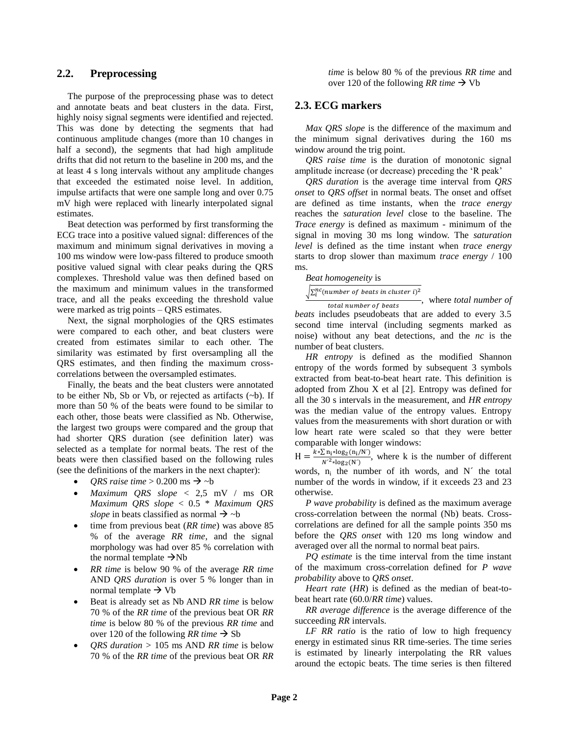## 2.2. Preprocessing

The purpose of the preprocessing phase was to detect and annotate beats and beat clusters in the data. First, highly noisy signal segments were identified and rejected. This was done by detecting the segments that had continuous amplitude changes (more than 10 changes in half a second), the segments that had high amplitude drifts that did not return to the baseline in 200 ms, and the at least 4 s long intervals without any amplitude changes that exceeded the estimated noise level. In addition, impulse artifacts that were one sample long and over 0.75 mV high were replaced with linearly interpolated signal estimates.

Beat detection was performed by first transforming the ECG trace into a positive valued signal: differences of the maximum and minimum signal derivatives in moving a 100 ms window were low-pass filtered to produce smooth positive valued signal with clear peaks during the QRS complexes. Threshold value was then defined based on the maximum and minimum values in the transformed trace, and all the peaks exceeding the threshold value were marked as trig points – QRS estimates.

Next, the signal morphologies of the QRS estimates were compared to each other, and beat clusters were created from estimates similar to each other. The similarity was estimated by first oversampling all the QRS estimates, and then finding the maximum cross-correlations between the oversampled estimates.

Finally, the beats and the beat clusters were annotated to be either Nb, Sb or Vb, or rejected as artifacts (~b). If more than 50 % of the beats were found to be similar to each other, those beats were classified as Nb. Otherwise, the largest two groups were compared and the group that had shorter QRS duration (see definition later) was selected as a template for normal beats. The rest of the beats were then classified based on the following rules (see the definitions of the markers in the next chapter):

- *QRS raise time* > 0.200 ms → ~b
- *Maximum QRS slope* < 2,5 mV / ms OR *Maximum QRS slope* < 0.5 * *Maximum QRS slope* in beats classified as normal → ~b
- time from previous beat (*RR time*) was above 85 % of the average *RR time*, and the signal morphology was had over 85 % correlation with the normal template →Nb
- *RR time* is below 90 % of the average *RR time* AND *QRS duration* is over 5 % longer than in normal template → Vb
- Beat is already set as Nb AND *RR time* is below 70 % of the *RR time* of the previous beat OR *RR time* is below 80 % of the previous *RR time* and over 120 of the following *RR time* → Sb
- *QRS duration* > 105 ms AND *RR time* is below 70 % of the *RR time* of the previous beat OR *RR time* is below 80 % of the previous *RR time* and over 120 of the following *RR time* → Vb

## 2.3. ECG markers

*Max QRS slope* is the difference of the maximum and the minimum signal derivatives during the 160 ms window around the trig point.

*QRS raise time* is the duration of monotonic signal amplitude increase (or decrease) preceding the 'R peak'

*QRS duration* is the average time interval from *QRS onset* to *QRS offset* in normal beats. The onset and offset are defined as time instants, when the *trace energy* reaches the *saturation level* close to the baseline. The *Trace energy* is defined as maximum - minimum of the signal in moving 30 ms long window. The *saturation level* is defined as the time instant when *trace energy* starts to drop slower than maximum *trace energy* / 100 ms.

*Beat homogeneity* is

$\frac{\sqrt{\sum_{i}^{nc}(number\ of\ beats\ in\ cluster\ i)^2}}{total\ number\ of\ beats}$, where *total number of beats* includes pseudobeats that are added to every 3.5 second time interval (including segments marked as noise) without any beat detections, and the *nc* is the number of beat clusters.

*HR entropy* is defined as the modified Shannon entropy of the words formed by subsequent 3 symbols extracted from beat-to-beat heart rate. This definition is adopted from Zhou X et al [2]. Entropy was defined for all the 30 s intervals in the measurement, and *HR entropy* was the median value of the entropy values. Entropy values from the measurements with short duration or with low heart rate were scaled so that they were better comparable with longer windows:

$\mathrm{H} = \frac{k * \sum \mathrm{n_i} * \log_2(\mathrm{n_i}/N')}{N'^2 * \log_2(N')}$, where k is the number of different words, $n_i$ the number of ith words, and N´ the total number of the words in window, if it exceeds 23 and 23 otherwise.

*P wave probability* is defined as the maximum average cross-correlation between the normal (Nb) beats. Cross-correlations are defined for all the sample points 350 ms before the *QRS onset* with 120 ms long window and averaged over all the normal to normal beat pairs.

*PQ estimate* is the time interval from the time instant of the maximum cross-correlation defined for *P wave probability* above to *QRS onset*.

*Heart rate* (*HR*) is defined as the median of beat-to-beat heart rate (60.0/*RR time*) values.

*RR average difference* is the average difference of the succeeding *RR* intervals.

*LF RR ratio* is the ratio of low to high frequency energy in estimated sinus RR time-series. The time series is estimated by linearly interpolating the RR values around the ectopic beats. The time series is then filtered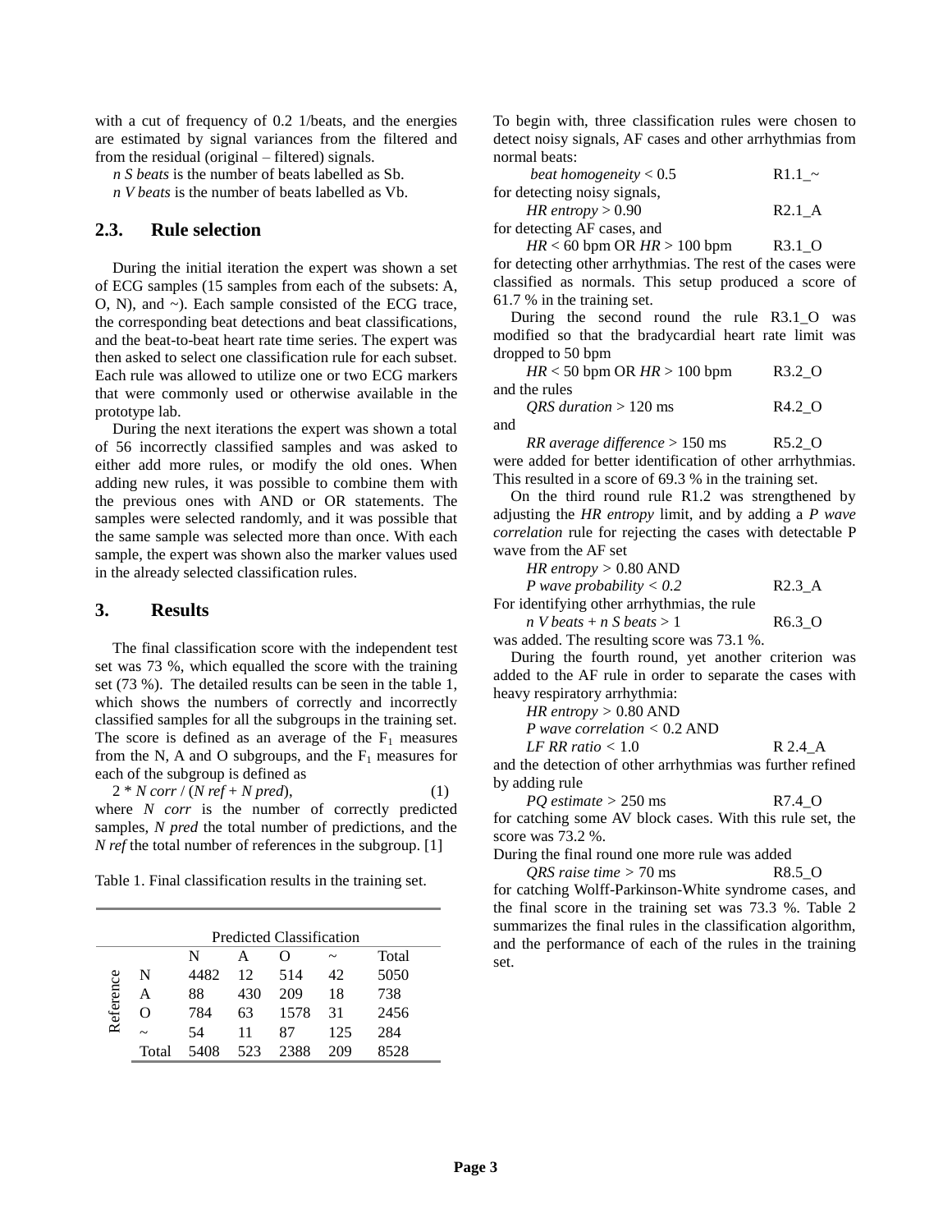with a cut of frequency of 0.2 1/beats, and the energies are estimated by signal variances from the filtered and from the residual (original – filtered) signals.

*n S beats* is the number of beats labelled as Sb.

*n V beats* is the number of beats labelled as Vb.

## 2.3. Rule selection

During the initial iteration the expert was shown a set of ECG samples (15 samples from each of the subsets: A, O, N), and ~). Each sample consisted of the ECG trace, the corresponding beat detections and beat classifications, and the beat-to-beat heart rate time series. The expert was then asked to select one classification rule for each subset. Each rule was allowed to utilize one or two ECG markers that were commonly used or otherwise available in the prototype lab.

During the next iterations the expert was shown a total of 56 incorrectly classified samples and was asked to either add more rules, or modify the old ones. When adding new rules, it was possible to combine them with the previous ones with AND or OR statements. The samples were selected randomly, and it was possible that the same sample was selected more than once. With each sample, the expert was shown also the marker values used in the already selected classification rules.

## 3. Results

The final classification score with the independent test set was 73 %, which equalled the score with the training set (73 %). The detailed results can be seen in the table 1, which shows the numbers of correctly and incorrectly classified samples for all the subgroups in the training set. The score is defined as an average of the $F_1$ measures from the N, A and O subgroups, and the $F_1$ measures for each of the subgroup is defined as

$$2 * N\,corr / (N\,ref + N\,pred), \qquad (1)$$

where *N corr* is the number of correctly predicted samples, *N pred* the total number of predictions, and the *N ref* the total number of references in the subgroup. [1]

Table 1. Final classification results in the training set.

| | | Predicted Classification | | | | |
|---|---|---|---|---|---|---|
| | | N | A | O | ~ | Total |
| Reference | N | 4482 | 12 | 514 | 42 | 5050 |
| | A | 88 | 430 | 209 | 18 | 738 |
| | O | 784 | 63 | 1578 | 31 | 2456 |
| | ~ | 54 | 11 | 87 | 125 | 284 |
| | Total | 5408 | 523 | 2388 | 209 | 8528 |

To begin with, three classification rules were chosen to detect noisy signals, AF cases and other arrhythmias from normal beats:

*beat homogeneity* < 0.5 R1.1_~

for detecting noisy signals,

*HR entropy* > 0.90 R2.1_A

for detecting AF cases, and

*HR* < 60 bpm OR *HR* > 100 bpm R3.1_O

for detecting other arrhythmias. The rest of the cases were classified as normals. This setup produced a score of 61.7 % in the training set.

During the second round the rule R3.1_O was modified so that the bradycardial heart rate limit was dropped to 50 bpm

*HR* < 50 bpm OR *HR* > 100 bpm R3.2_O

and the rules

*QRS duration* > 120 ms R4.2_O

and

*RR average difference* > 150 ms R5.2_O

were added for better identification of other arrhythmias. This resulted in a score of 69.3 % in the training set.

On the third round rule R1.2 was strengthened by adjusting the *HR entropy* limit, and by adding a *P wave correlation* rule for rejecting the cases with detectable P wave from the AF set

*HR entropy* > 0.80 AND
*P wave probability < 0.2* R2.3_A

For identifying other arrhythmias, the rule

*n V beats* + *n S beats* > 1 R6.3_O

was added. The resulting score was 73.1 %.

During the fourth round, yet another criterion was added to the AF rule in order to separate the cases with heavy respiratory arrhythmia:

*HR entropy* > 0.80 AND
*P wave correlation* < 0.2 AND
*LF RR ratio* < 1.0 R 2.4_A

and the detection of other arrhythmias was further refined by adding rule

*PQ estimate* > 250 ms R7.4_O

for catching some AV block cases. With this rule set, the score was 73.2 %.

During the final round one more rule was added

*QRS raise time* > 70 ms R8.5_O

for catching Wolff-Parkinson-White syndrome cases, and the final score in the training set was 73.3 %. Table 2 summarizes the final rules in the classification algorithm, and the performance of each of the rules in the training set.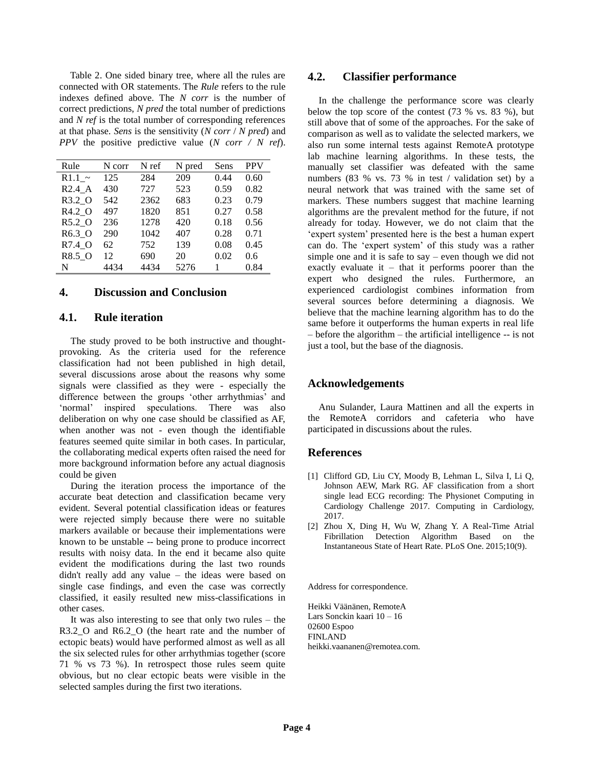Table 2. One sided binary tree, where all the rules are connected with OR statements. The *Rule* refers to the rule indexes defined above. The *N corr* is the number of correct predictions, *N pred* the total number of predictions and *N ref* is the total number of corresponding references at that phase. *Sens* is the sensitivity (*N corr* / *N pred*) and *PPV* the positive predictive value (*N corr / N ref*).

| Rule | N corr | N ref | N pred | Sens | PPV |
|---|---|---|---|---|---|
| R1.1_~ | 125 | 284 | 209 | 0.44 | 0.60 |
| R2.4_A | 430 | 727 | 523 | 0.59 | 0.82 |
| R3.2_O | 542 | 2362 | 683 | 0.23 | 0.79 |
| R4.2_O | 497 | 1820 | 851 | 0.27 | 0.58 |
| R5.2_O | 236 | 1278 | 420 | 0.18 | 0.56 |
| R6.3_O | 290 | 1042 | 407 | 0.28 | 0.71 |
| R7.4_O | 62 | 752 | 139 | 0.08 | 0.45 |
| R8.5_O | 12 | 690 | 20 | 0.02 | 0.6 |
| N | 4434 | 4434 | 5276 | 1 | 0.84 |

## 4. Discussion and Conclusion

### 4.1. Rule iteration

The study proved to be both instructive and thought-provoking. As the criteria used for the reference classification had not been published in high detail, several discussions arose about the reasons why some signals were classified as they were - especially the difference between the groups 'other arrhythmias' and 'normal' inspired speculations. There was also deliberation on why one case should be classified as AF, when another was not - even though the identifiable features seemed quite similar in both cases. In particular, the collaborating medical experts often raised the need for more background information before any actual diagnosis could be given

During the iteration process the importance of the accurate beat detection and classification became very evident. Several potential classification ideas or features were rejected simply because there were no suitable markers available or because their implementations were known to be unstable -- being prone to produce incorrect results with noisy data. In the end it became also quite evident the modifications during the last two rounds didn't really add any value – the ideas were based on single case findings, and even the case was correctly classified, it easily resulted new miss-classifications in other cases.

It was also interesting to see that only two rules – the R3.2_O and R6.2_O (the heart rate and the number of ectopic beats) would have performed almost as well as all the six selected rules for other arrhythmias together (score 71 % vs 73 %). In retrospect those rules seem quite obvious, but no clear ectopic beats were visible in the selected samples during the first two iterations.

### 4.2. Classifier performance

In the challenge the performance score was clearly below the top score of the contest (73 % vs. 83 %), but still above that of some of the approaches. For the sake of comparison as well as to validate the selected markers, we also run some internal tests against RemoteA prototype lab machine learning algorithms. In these tests, the manually set classifier was defeated with the same numbers (83 % vs. 73 % in test / validation set) by a neural network that was trained with the same set of markers. These numbers suggest that machine learning algorithms are the prevalent method for the future, if not already for today. However, we do not claim that the 'expert system' presented here is the best a human expert can do. The 'expert system' of this study was a rather simple one and it is safe to say – even though we did not exactly evaluate it – that it performs poorer than the expert who designed the rules. Furthermore, an experienced cardiologist combines information from several sources before determining a diagnosis. We believe that the machine learning algorithm has to do the same before it outperforms the human experts in real life – before the algorithm – the artificial intelligence -- is not just a tool, but the base of the diagnosis.

## Acknowledgements

Anu Sulander, Laura Mattinen and all the experts in the RemoteA corridors and cafeteria who have participated in discussions about the rules.

## References

[1] Clifford GD, Liu CY, Moody B, Lehman L, Silva I, Li Q, Johnson AEW, Mark RG. AF classification from a short single lead ECG recording: The Physionet Computing in Cardiology Challenge 2017. Computing in Cardiology, 2017.

[2] Zhou X, Ding H, Wu W, Zhang Y. A Real-Time Atrial Fibrillation Detection Algorithm Based on the Instantaneous State of Heart Rate. PLoS One. 2015;10(9).

Address for correspondence.

Heikki Väänänen, RemoteA
Lars Sonckin kaari 10 – 16
02600 Espoo
FINLAND
heikki.vaananen@remotea.com.